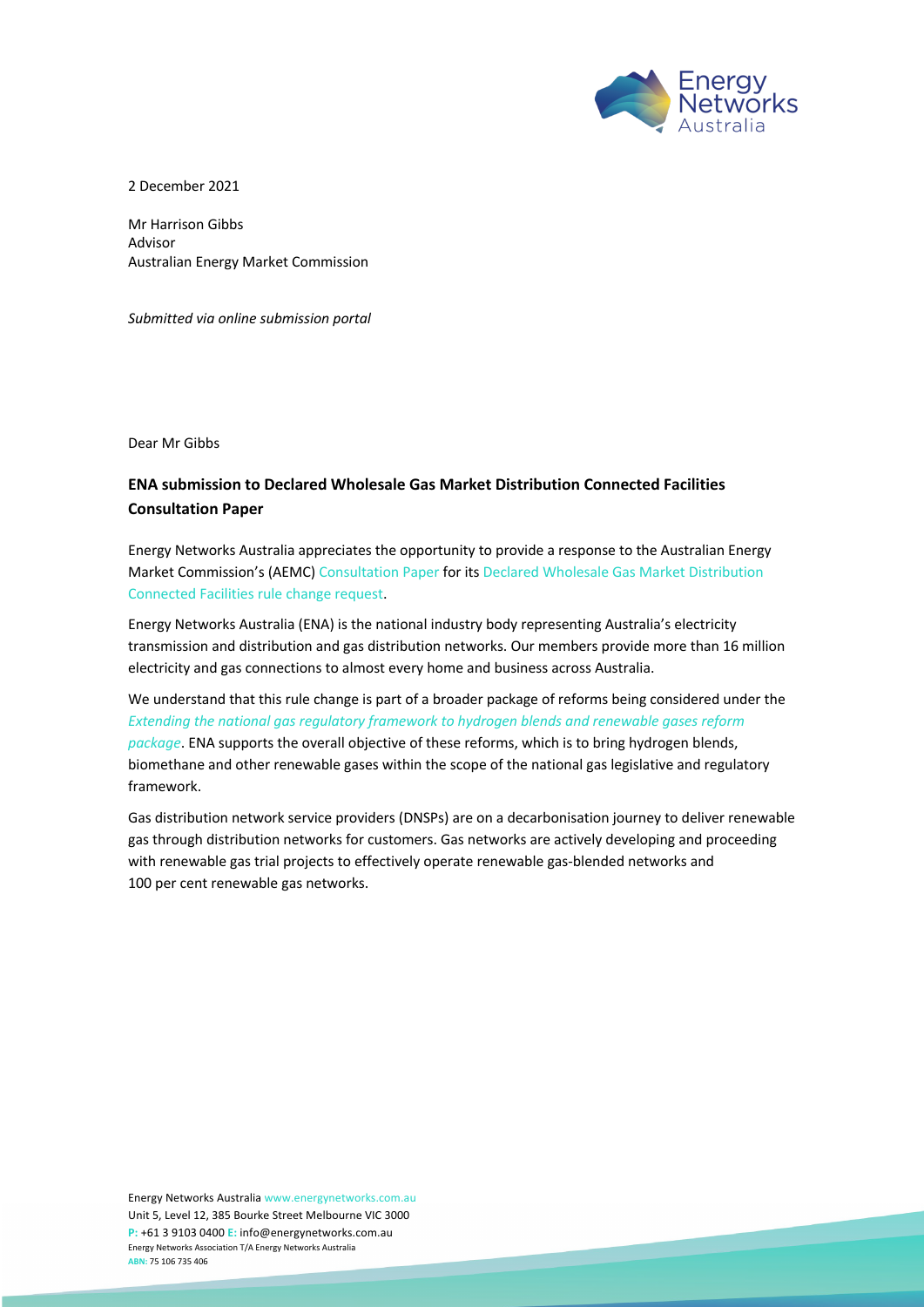2 December 2021

Mr Harrison Gibbs
Advisor
Australian Energy Market Commission

*Submitted via online submission portal*

Dear Mr Gibbs

**ENA submission to Declared Wholesale Gas Market Distribution Connected Facilities Consultation Paper**

Energy Networks Australia appreciates the opportunity to provide a response to the Australian Energy Market Commission's (AEMC) Consultation Paper for its Declared Wholesale Gas Market Distribution Connected Facilities rule change request.

Energy Networks Australia (ENA) is the national industry body representing Australia's electricity transmission and distribution and gas distribution networks. Our members provide more than 16 million electricity and gas connections to almost every home and business across Australia.

We understand that this rule change is part of a broader package of reforms being considered under the *Extending the national gas regulatory framework to hydrogen blends and renewable gases reform package*. ENA supports the overall objective of these reforms, which is to bring hydrogen blends, biomethane and other renewable gases within the scope of the national gas legislative and regulatory framework.

Gas distribution network service providers (DNSPs) are on a decarbonisation journey to deliver renewable gas through distribution networks for customers. Gas networks are actively developing and proceeding with renewable gas trial projects to effectively operate renewable gas-blended networks and 100 per cent renewable gas networks.

Energy Networks Australia www.energynetworks.com.au
Unit 5, Level 12, 385 Bourke Street Melbourne VIC 3000
P: +61 3 9103 0400 E: info@energynetworks.com.au
Energy Networks Association T/A Energy Networks Australia
ABN: 75 106 735 406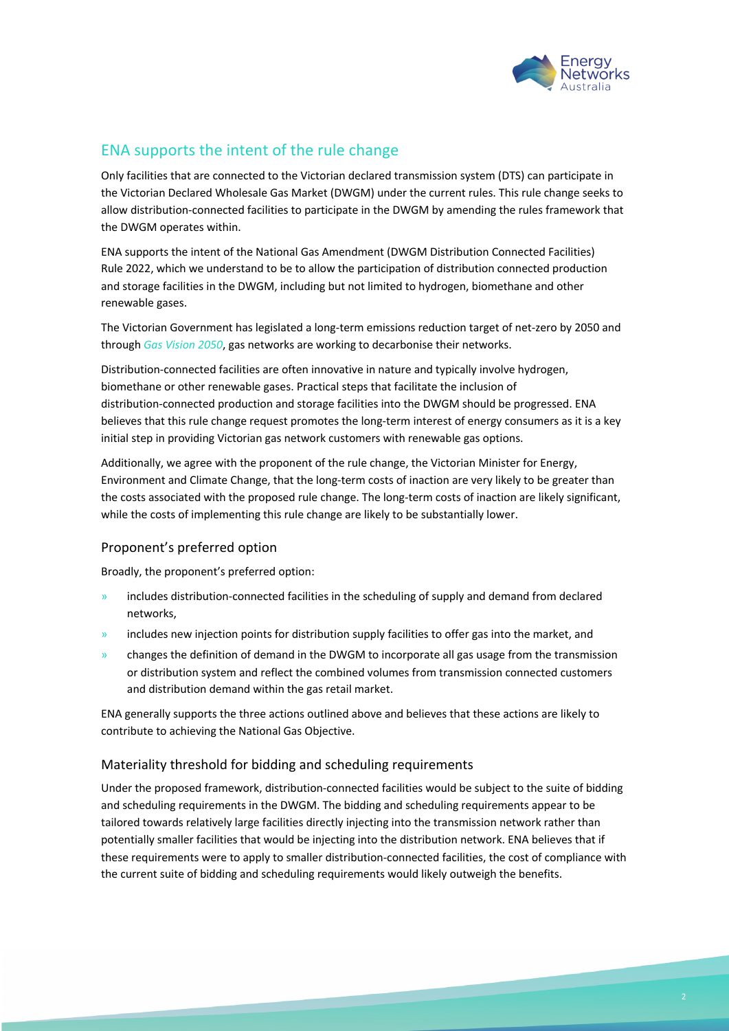## ENA supports the intent of the rule change

Only facilities that are connected to the Victorian declared transmission system (DTS) can participate in the Victorian Declared Wholesale Gas Market (DWGM) under the current rules. This rule change seeks to allow distribution-connected facilities to participate in the DWGM by amending the rules framework that the DWGM operates within.

ENA supports the intent of the National Gas Amendment (DWGM Distribution Connected Facilities) Rule 2022, which we understand to be to allow the participation of distribution connected production and storage facilities in the DWGM, including but not limited to hydrogen, biomethane and other renewable gases.

The Victorian Government has legislated a long-term emissions reduction target of net-zero by 2050 and through *Gas Vision 2050*, gas networks are working to decarbonise their networks.

Distribution-connected facilities are often innovative in nature and typically involve hydrogen, biomethane or other renewable gases. Practical steps that facilitate the inclusion of distribution-connected production and storage facilities into the DWGM should be progressed. ENA believes that this rule change request promotes the long-term interest of energy consumers as it is a key initial step in providing Victorian gas network customers with renewable gas options.

Additionally, we agree with the proponent of the rule change, the Victorian Minister for Energy, Environment and Climate Change, that the long-term costs of inaction are very likely to be greater than the costs associated with the proposed rule change. The long-term costs of inaction are likely significant, while the costs of implementing this rule change are likely to be substantially lower.

### Proponent's preferred option

Broadly, the proponent's preferred option:

- includes distribution-connected facilities in the scheduling of supply and demand from declared networks,
- includes new injection points for distribution supply facilities to offer gas into the market, and
- changes the definition of demand in the DWGM to incorporate all gas usage from the transmission or distribution system and reflect the combined volumes from transmission connected customers and distribution demand within the gas retail market.

ENA generally supports the three actions outlined above and believes that these actions are likely to contribute to achieving the National Gas Objective.

### Materiality threshold for bidding and scheduling requirements

Under the proposed framework, distribution-connected facilities would be subject to the suite of bidding and scheduling requirements in the DWGM. The bidding and scheduling requirements appear to be tailored towards relatively large facilities directly injecting into the transmission network rather than potentially smaller facilities that would be injecting into the distribution network. ENA believes that if these requirements were to apply to smaller distribution-connected facilities, the cost of compliance with the current suite of bidding and scheduling requirements would likely outweigh the benefits.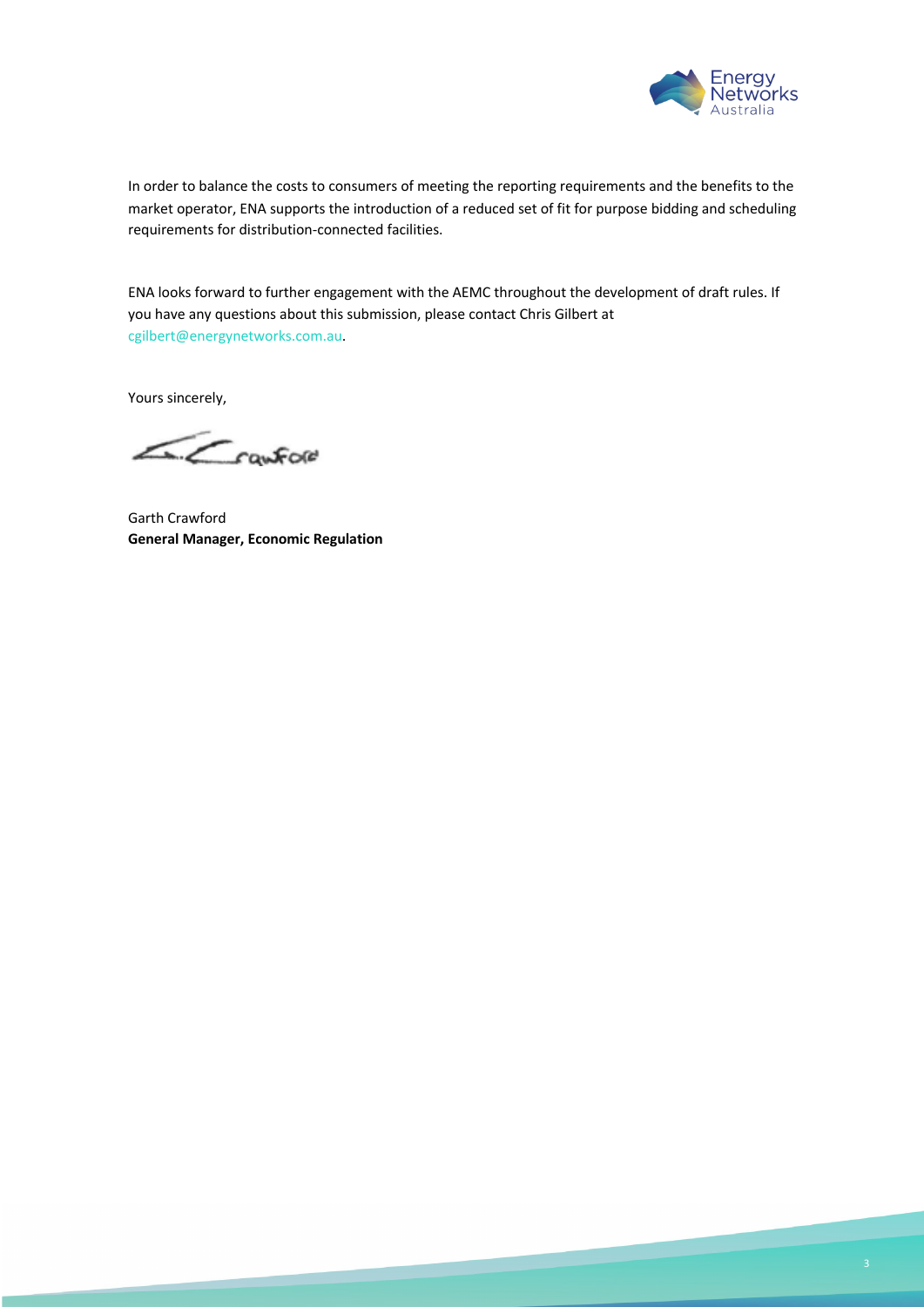In order to balance the costs to consumers of meeting the reporting requirements and the benefits to the market operator, ENA supports the introduction of a reduced set of fit for purpose bidding and scheduling requirements for distribution-connected facilities.

ENA looks forward to further engagement with the AEMC throughout the development of draft rules. If you have any questions about this submission, please contact Chris Gilbert at cgilbert@energynetworks.com.au.

Yours sincerely,

Garth Crawford
**General Manager, Economic Regulation**